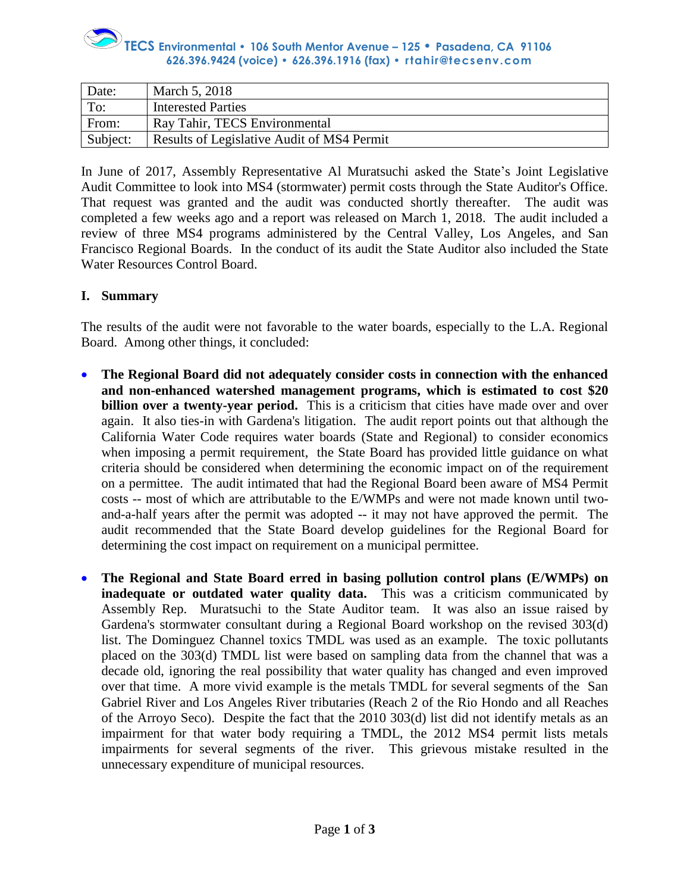**TECS Environmental • 106 South Mentor Avenue – 125 • Pasadena, CA 91106**
**626.396.9424 (voice) • 626.396.1916 (fax) • rtahir@tecsenv.com**

| Date: | March 5, 2018 |
|---|---|
| To: | Interested Parties |
| From: | Ray Tahir, TECS Environmental |
| Subject: | Results of Legislative Audit of MS4 Permit |

In June of 2017, Assembly Representative Al Muratsuchi asked the State's Joint Legislative Audit Committee to look into MS4 (stormwater) permit costs through the State Auditor's Office. That request was granted and the audit was conducted shortly thereafter. The audit was completed a few weeks ago and a report was released on March 1, 2018. The audit included a review of three MS4 programs administered by the Central Valley, Los Angeles, and San Francisco Regional Boards. In the conduct of its audit the State Auditor also included the State Water Resources Control Board.

## I. Summary

The results of the audit were not favorable to the water boards, especially to the L.A. Regional Board. Among other things, it concluded:

- **The Regional Board did not adequately consider costs in connection with the enhanced and non-enhanced watershed management programs, which is estimated to cost $20 billion over a twenty-year period.** This is a criticism that cities have made over and over again. It also ties-in with Gardena's litigation. The audit report points out that although the California Water Code requires water boards (State and Regional) to consider economics when imposing a permit requirement, the State Board has provided little guidance on what criteria should be considered when determining the economic impact on of the requirement on a permittee. The audit intimated that had the Regional Board been aware of MS4 Permit costs -- most of which are attributable to the E/WMPs and were not made known until two-and-a-half years after the permit was adopted -- it may not have approved the permit. The audit recommended that the State Board develop guidelines for the Regional Board for determining the cost impact on requirement on a municipal permittee.

- **The Regional and State Board erred in basing pollution control plans (E/WMPs) on inadequate or outdated water quality data.** This was a criticism communicated by Assembly Rep. Muratsuchi to the State Auditor team. It was also an issue raised by Gardena's stormwater consultant during a Regional Board workshop on the revised 303(d) list. The Dominguez Channel toxics TMDL was used as an example. The toxic pollutants placed on the 303(d) TMDL list were based on sampling data from the channel that was a decade old, ignoring the real possibility that water quality has changed and even improved over that time. A more vivid example is the metals TMDL for several segments of the San Gabriel River and Los Angeles River tributaries (Reach 2 of the Rio Hondo and all Reaches of the Arroyo Seco). Despite the fact that the 2010 303(d) list did not identify metals as an impairment for that water body requiring a TMDL, the 2012 MS4 permit lists metals impairments for several segments of the river. This grievous mistake resulted in the unnecessary expenditure of municipal resources.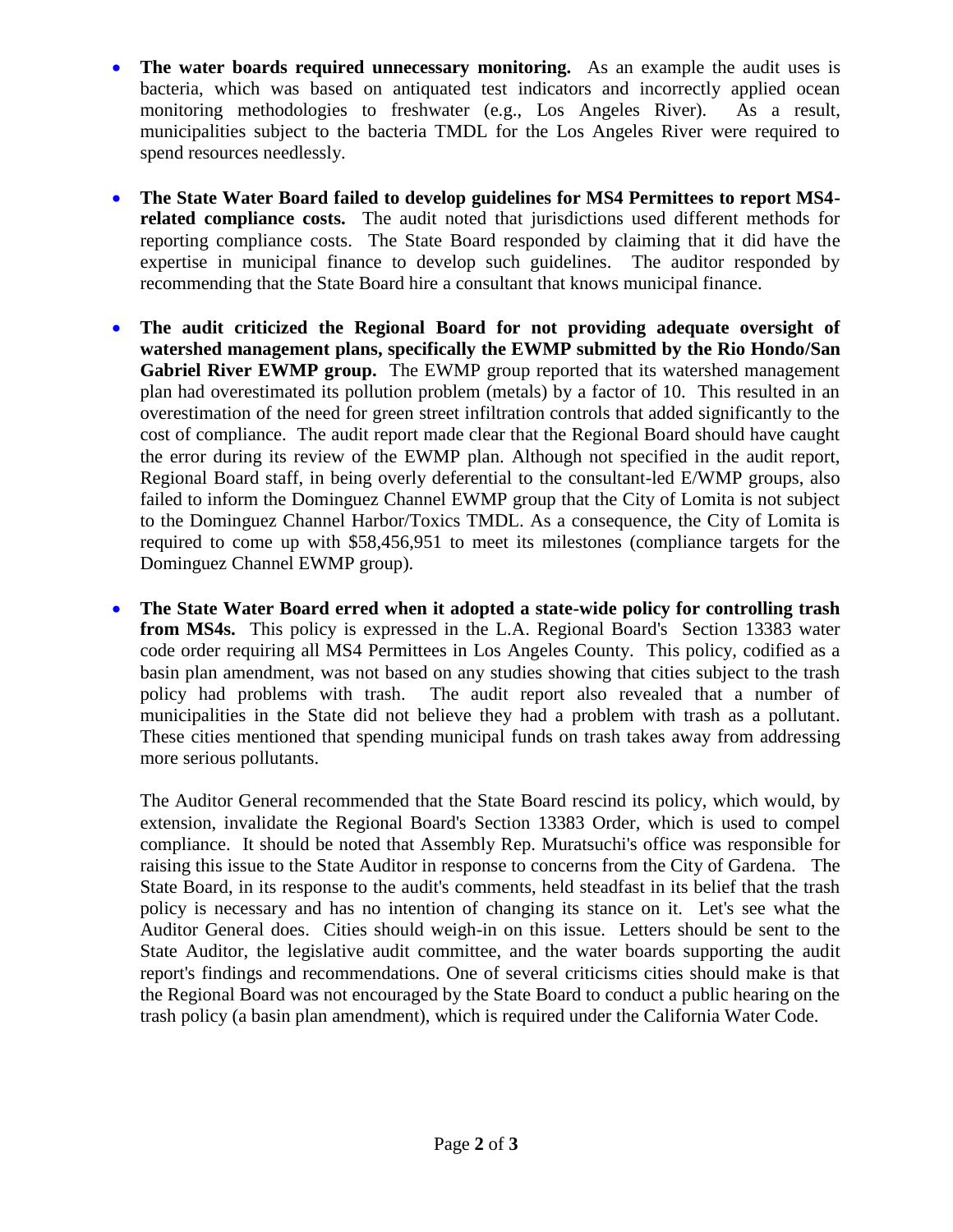- **The water boards required unnecessary monitoring.** As an example the audit uses is bacteria, which was based on antiquated test indicators and incorrectly applied ocean monitoring methodologies to freshwater (e.g., Los Angeles River). As a result, municipalities subject to the bacteria TMDL for the Los Angeles River were required to spend resources needlessly.

- **The State Water Board failed to develop guidelines for MS4 Permittees to report MS4-related compliance costs.** The audit noted that jurisdictions used different methods for reporting compliance costs. The State Board responded by claiming that it did have the expertise in municipal finance to develop such guidelines. The auditor responded by recommending that the State Board hire a consultant that knows municipal finance.

- **The audit criticized the Regional Board for not providing adequate oversight of watershed management plans, specifically the EWMP submitted by the Rio Hondo/San Gabriel River EWMP group.** The EWMP group reported that its watershed management plan had overestimated its pollution problem (metals) by a factor of 10. This resulted in an overestimation of the need for green street infiltration controls that added significantly to the cost of compliance. The audit report made clear that the Regional Board should have caught the error during its review of the EWMP plan. Although not specified in the audit report, Regional Board staff, in being overly deferential to the consultant-led E/WMP groups, also failed to inform the Dominguez Channel EWMP group that the City of Lomita is not subject to the Dominguez Channel Harbor/Toxics TMDL. As a consequence, the City of Lomita is required to come up with $58,456,951 to meet its milestones (compliance targets for the Dominguez Channel EWMP group).

- **The State Water Board erred when it adopted a state-wide policy for controlling trash from MS4s.** This policy is expressed in the L.A. Regional Board's Section 13383 water code order requiring all MS4 Permittees in Los Angeles County. This policy, codified as a basin plan amendment, was not based on any studies showing that cities subject to the trash policy had problems with trash. The audit report also revealed that a number of municipalities in the State did not believe they had a problem with trash as a pollutant. These cities mentioned that spending municipal funds on trash takes away from addressing more serious pollutants.

  The Auditor General recommended that the State Board rescind its policy, which would, by extension, invalidate the Regional Board's Section 13383 Order, which is used to compel compliance. It should be noted that Assembly Rep. Muratsuchi's office was responsible for raising this issue to the State Auditor in response to concerns from the City of Gardena. The State Board, in its response to the audit's comments, held steadfast in its belief that the trash policy is necessary and has no intention of changing its stance on it. Let's see what the Auditor General does. Cities should weigh-in on this issue. Letters should be sent to the State Auditor, the legislative audit committee, and the water boards supporting the audit report's findings and recommendations. One of several criticisms cities should make is that the Regional Board was not encouraged by the State Board to conduct a public hearing on the trash policy (a basin plan amendment), which is required under the California Water Code.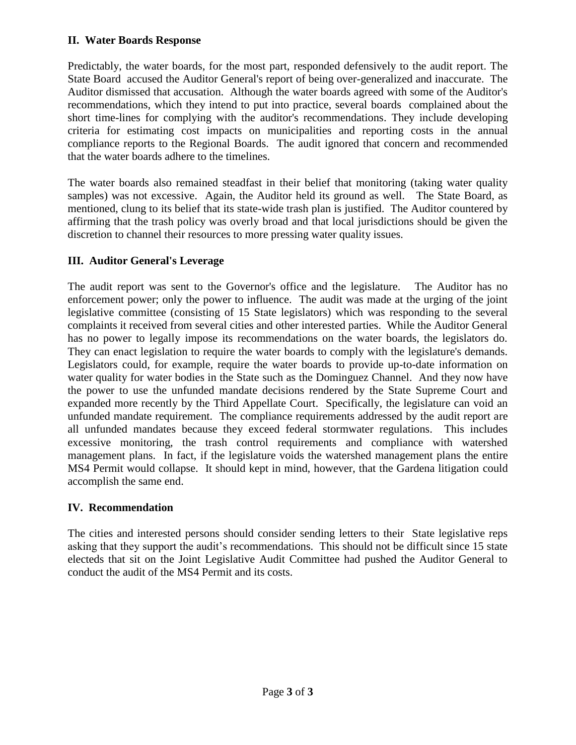## II. Water Boards Response

Predictably, the water boards, for the most part, responded defensively to the audit report. The State Board accused the Auditor General's report of being over-generalized and inaccurate. The Auditor dismissed that accusation. Although the water boards agreed with some of the Auditor's recommendations, which they intend to put into practice, several boards complained about the short time-lines for complying with the auditor's recommendations. They include developing criteria for estimating cost impacts on municipalities and reporting costs in the annual compliance reports to the Regional Boards. The audit ignored that concern and recommended that the water boards adhere to the timelines.

The water boards also remained steadfast in their belief that monitoring (taking water quality samples) was not excessive. Again, the Auditor held its ground as well. The State Board, as mentioned, clung to its belief that its state-wide trash plan is justified. The Auditor countered by affirming that the trash policy was overly broad and that local jurisdictions should be given the discretion to channel their resources to more pressing water quality issues.

## III. Auditor General's Leverage

The audit report was sent to the Governor's office and the legislature. The Auditor has no enforcement power; only the power to influence. The audit was made at the urging of the joint legislative committee (consisting of 15 State legislators) which was responding to the several complaints it received from several cities and other interested parties. While the Auditor General has no power to legally impose its recommendations on the water boards, the legislators do. They can enact legislation to require the water boards to comply with the legislature's demands. Legislators could, for example, require the water boards to provide up-to-date information on water quality for water bodies in the State such as the Dominguez Channel. And they now have the power to use the unfunded mandate decisions rendered by the State Supreme Court and expanded more recently by the Third Appellate Court. Specifically, the legislature can void an unfunded mandate requirement. The compliance requirements addressed by the audit report are all unfunded mandates because they exceed federal stormwater regulations. This includes excessive monitoring, the trash control requirements and compliance with watershed management plans. In fact, if the legislature voids the watershed management plans the entire MS4 Permit would collapse. It should kept in mind, however, that the Gardena litigation could accomplish the same end.

## IV. Recommendation

The cities and interested persons should consider sending letters to their State legislative reps asking that they support the audit's recommendations. This should not be difficult since 15 state electeds that sit on the Joint Legislative Audit Committee had pushed the Auditor General to conduct the audit of the MS4 Permit and its costs.